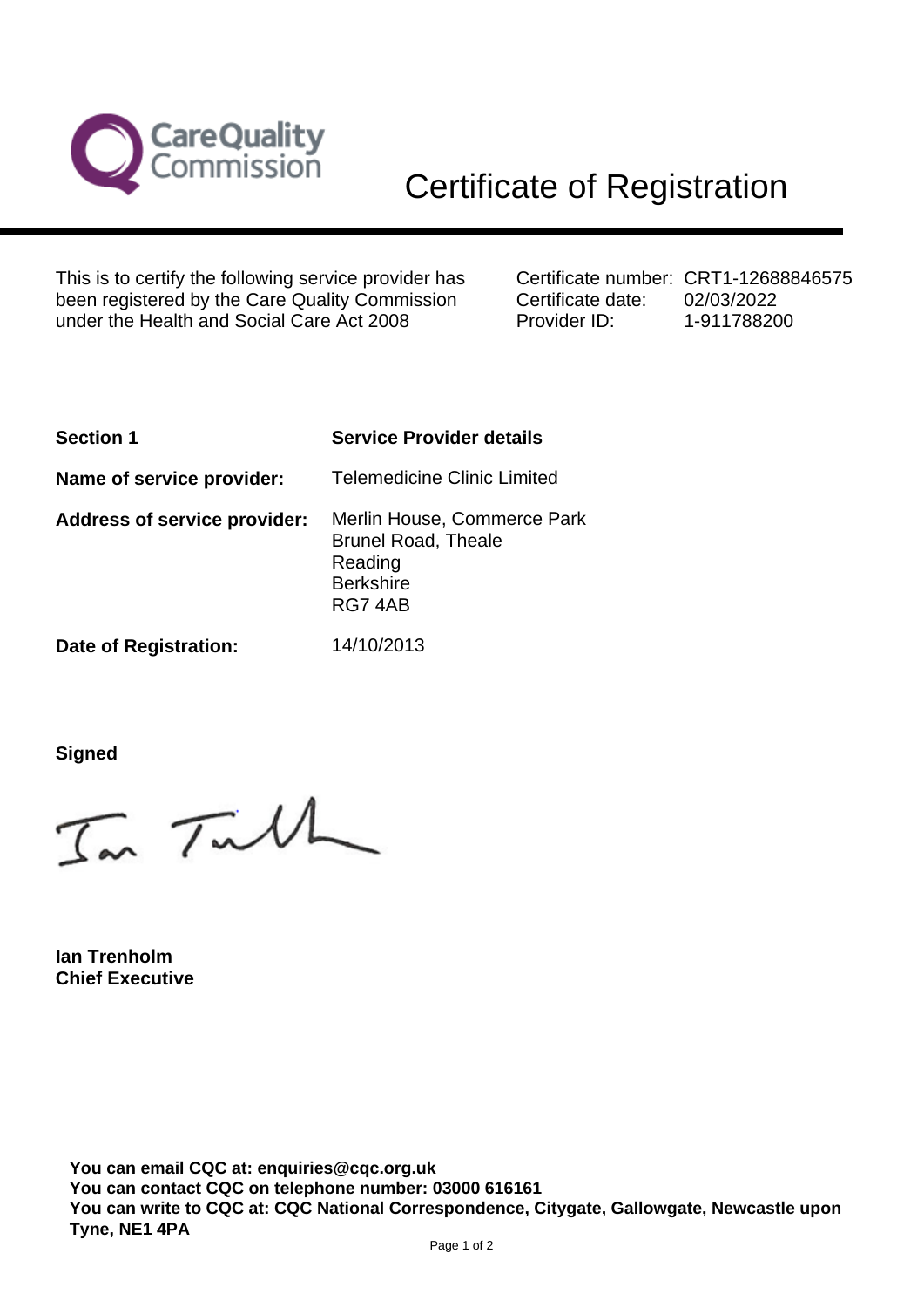# Certificate of Registration

This is to certify the following service provider has been registered by the Care Quality Commission under the Health and Social Care Act 2008

Certificate number: CRT1-12688846575
Certificate date: 02/03/2022
Provider ID: 1-911788200

| **Section 1** | **Service Provider details** |
|---|---|
| **Name of service provider:** | Telemedicine Clinic Limited |
| **Address of service provider:** | Merlin House, Commerce Park<br>Brunel Road, Theale<br>Reading<br>Berkshire<br>RG7 4AB |
| **Date of Registration:** | 14/10/2013 |

**Signed**

**Ian Trenholm**
**Chief Executive**

**You can email CQC at: enquiries@cqc.org.uk**
**You can contact CQC on telephone number: 03000 616161**
**You can write to CQC at: CQC National Correspondence, Citygate, Gallowgate, Newcastle upon Tyne, NE1 4PA**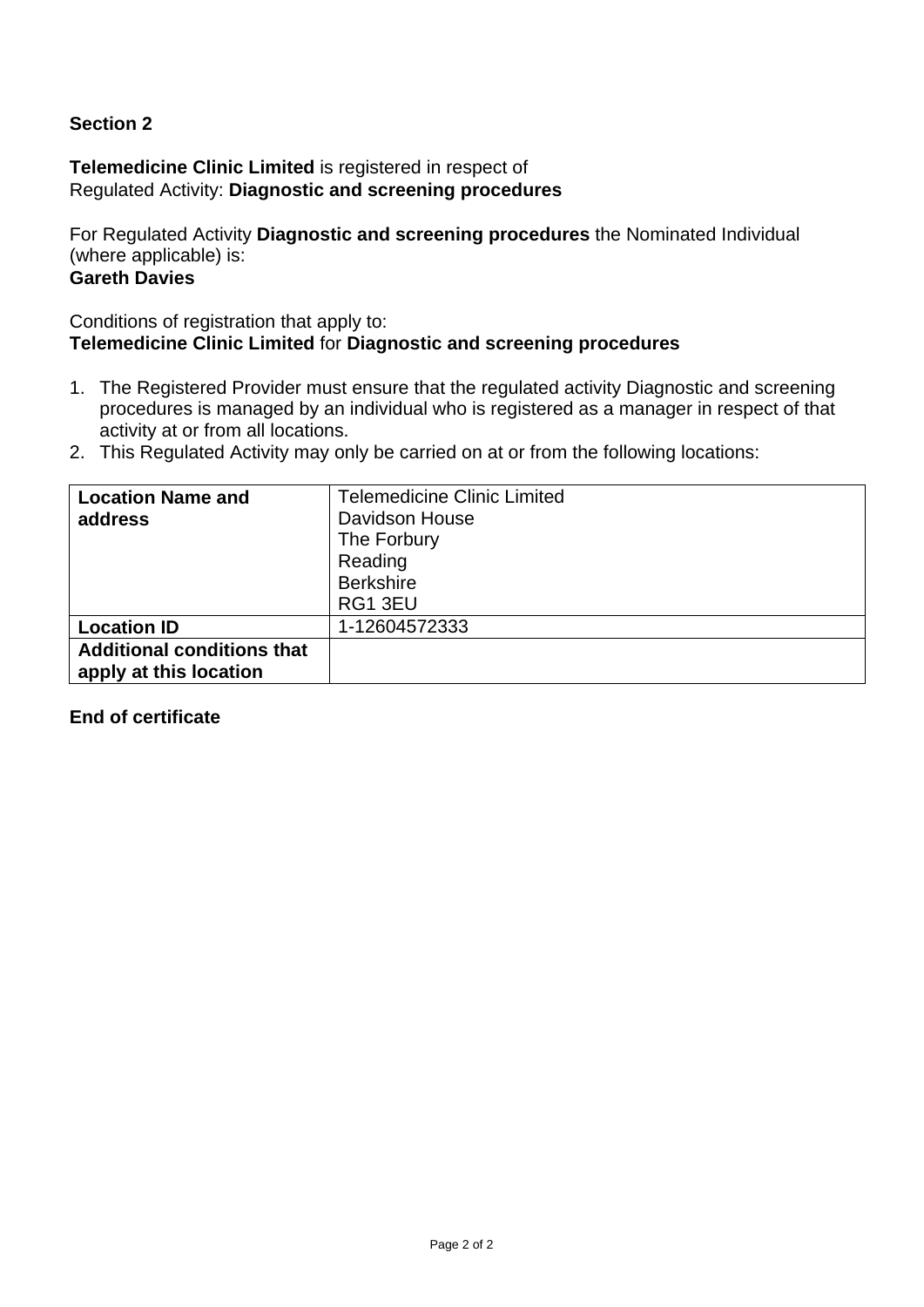**Section 2**

**Telemedicine Clinic Limited** is registered in respect of
Regulated Activity: **Diagnostic and screening procedures**

For Regulated Activity **Diagnostic and screening procedures** the Nominated Individual (where applicable) is:
**Gareth Davies**

Conditions of registration that apply to:
**Telemedicine Clinic Limited** for **Diagnostic and screening procedures**

1. The Registered Provider must ensure that the regulated activity Diagnostic and screening procedures is managed by an individual who is registered as a manager in respect of that activity at or from all locations.
2. This Regulated Activity may only be carried on at or from the following locations:

| | |
|---|---|
| **Location Name and address** | Telemedicine Clinic Limited<br>Davidson House<br>The Forbury<br>Reading<br>Berkshire<br>RG1 3EU |
| **Location ID** | 1-12604572333 |
| **Additional conditions that apply at this location** | |

**End of certificate**